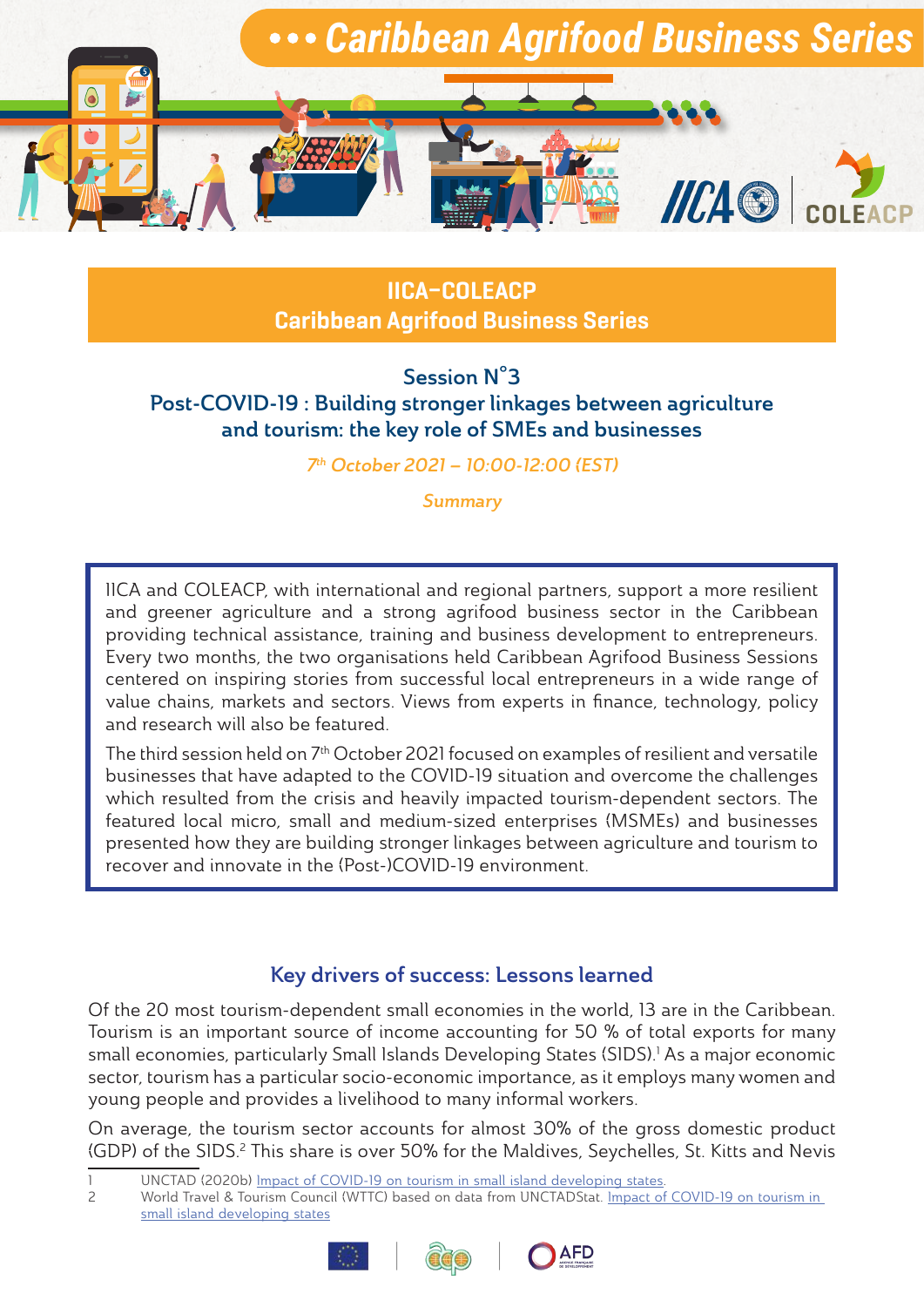# IICA–COLEACP
## Caribbean Agrifood Business Series

### Session N°3

### Post-COVID-19 : Building stronger linkages between agriculture and tourism: the key role of SMEs and businesses

*7th October 2021 – 10:00-12:00 (EST)*

*Summary*

IICA and COLEACP, with international and regional partners, support a more resilient and greener agriculture and a strong agrifood business sector in the Caribbean providing technical assistance, training and business development to entrepreneurs. Every two months, the two organisations held Caribbean Agrifood Business Sessions centered on inspiring stories from successful local entrepreneurs in a wide range of value chains, markets and sectors. Views from experts in finance, technology, policy and research will also be featured.

The third session held on 7th October 2021 focused on examples of resilient and versatile businesses that have adapted to the COVID-19 situation and overcome the challenges which resulted from the crisis and heavily impacted tourism-dependent sectors. The featured local micro, small and medium-sized enterprises (MSMEs) and businesses presented how they are building stronger linkages between agriculture and tourism to recover and innovate in the (Post-)COVID-19 environment.

## Key drivers of success: Lessons learned

Of the 20 most tourism-dependent small economies in the world, 13 are in the Caribbean. Tourism is an important source of income accounting for 50 % of total exports for many small economies, particularly Small Islands Developing States (SIDS).[1] As a major economic sector, tourism has a particular socio-economic importance, as it employs many women and young people and provides a livelihood to many informal workers.

On average, the tourism sector accounts for almost 30% of the gross domestic product (GDP) of the SIDS.[2] This share is over 50% for the Maldives, Seychelles, St. Kitts and Nevis

---

1 UNCTAD (2020b) [Impact of COVID-19 on tourism in small island developing states](#).

2 World Travel & Tourism Council (WTTC) based on data from UNCTADStat. [Impact of COVID-19 on tourism in small island developing states](#)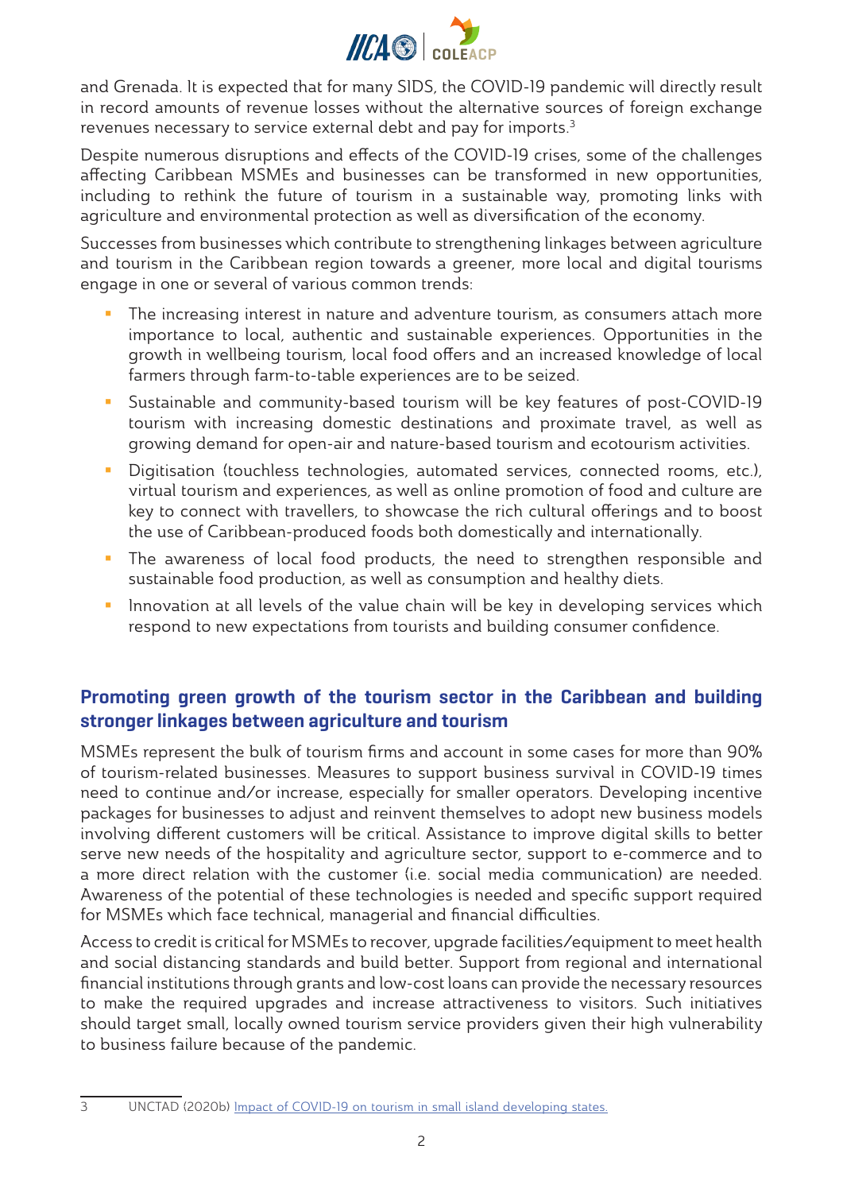and Grenada. It is expected that for many SIDS, the COVID-19 pandemic will directly result in record amounts of revenue losses without the alternative sources of foreign exchange revenues necessary to service external debt and pay for imports.[3]

Despite numerous disruptions and effects of the COVID-19 crises, some of the challenges affecting Caribbean MSMEs and businesses can be transformed in new opportunities, including to rethink the future of tourism in a sustainable way, promoting links with agriculture and environmental protection as well as diversification of the economy.

Successes from businesses which contribute to strengthening linkages between agriculture and tourism in the Caribbean region towards a greener, more local and digital tourisms engage in one or several of various common trends:

- The increasing interest in nature and adventure tourism, as consumers attach more importance to local, authentic and sustainable experiences. Opportunities in the growth in wellbeing tourism, local food offers and an increased knowledge of local farmers through farm-to-table experiences are to be seized.
- Sustainable and community-based tourism will be key features of post-COVID-19 tourism with increasing domestic destinations and proximate travel, as well as growing demand for open-air and nature-based tourism and ecotourism activities.
- Digitisation (touchless technologies, automated services, connected rooms, etc.), virtual tourism and experiences, as well as online promotion of food and culture are key to connect with travellers, to showcase the rich cultural offerings and to boost the use of Caribbean-produced foods both domestically and internationally.
- The awareness of local food products, the need to strengthen responsible and sustainable food production, as well as consumption and healthy diets.
- Innovation at all levels of the value chain will be key in developing services which respond to new expectations from tourists and building consumer confidence.

## Promoting green growth of the tourism sector in the Caribbean and building stronger linkages between agriculture and tourism

MSMEs represent the bulk of tourism firms and account in some cases for more than 90% of tourism-related businesses. Measures to support business survival in COVID-19 times need to continue and/or increase, especially for smaller operators. Developing incentive packages for businesses to adjust and reinvent themselves to adopt new business models involving different customers will be critical. Assistance to improve digital skills to better serve new needs of the hospitality and agriculture sector, support to e-commerce and to a more direct relation with the customer (i.e. social media communication) are needed. Awareness of the potential of these technologies is needed and specific support required for MSMEs which face technical, managerial and financial difficulties.

Access to credit is critical for MSMEs to recover, upgrade facilities/equipment to meet health and social distancing standards and build better. Support from regional and international financial institutions through grants and low-cost loans can provide the necessary resources to make the required upgrades and increase attractiveness to visitors. Such initiatives should target small, locally owned tourism service providers given their high vulnerability to business failure because of the pandemic.

[3] UNCTAD (2020b) Impact of COVID-19 on tourism in small island developing states.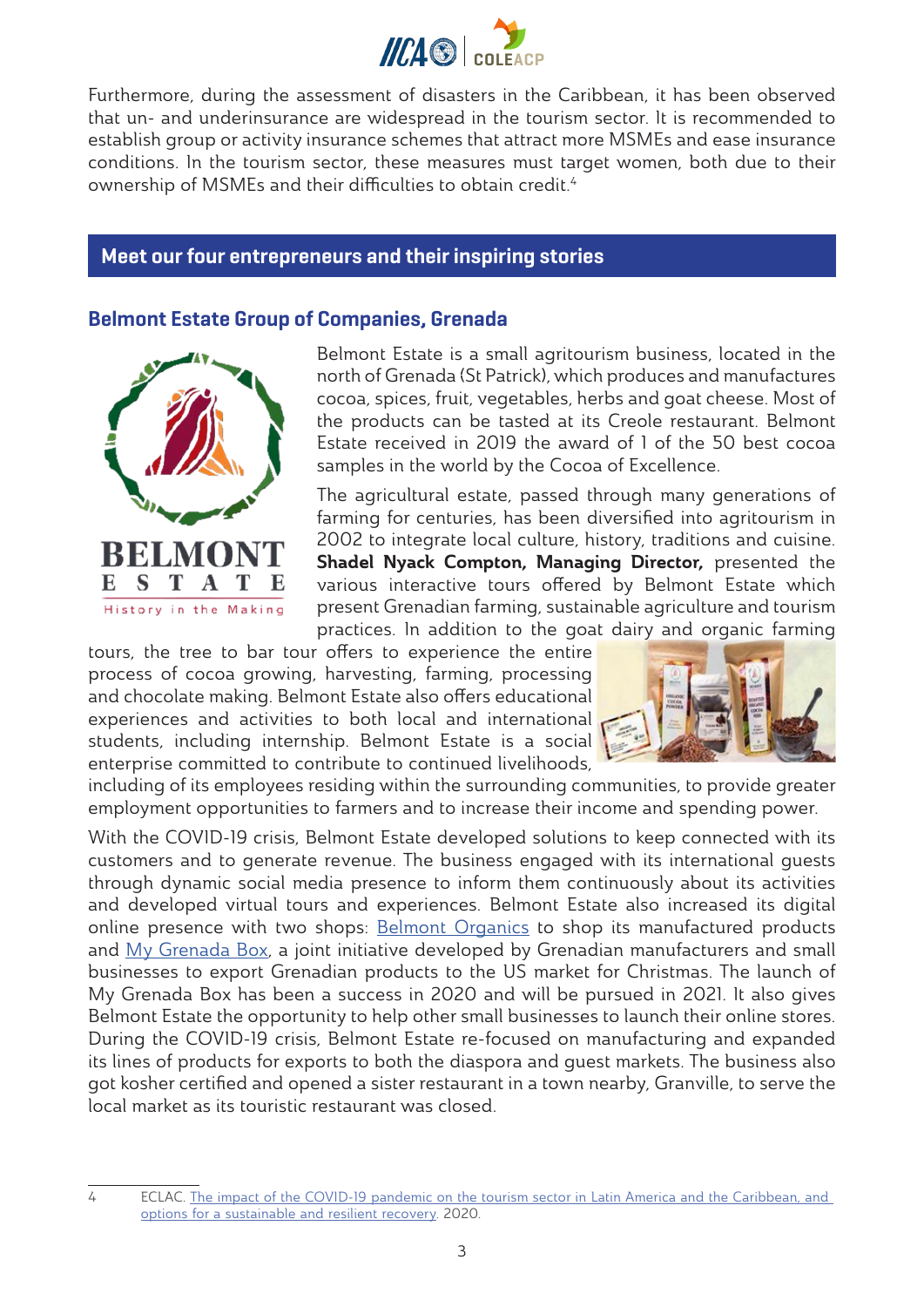Furthermore, during the assessment of disasters in the Caribbean, it has been observed that un- and underinsurance are widespread in the tourism sector. It is recommended to establish group or activity insurance schemes that attract more MSMEs and ease insurance conditions. In the tourism sector, these measures must target women, both due to their ownership of MSMEs and their difficulties to obtain credit.[4]

## Meet our four entrepreneurs and their inspiring stories

### Belmont Estate Group of Companies, Grenada

Belmont Estate is a small agritourism business, located in the north of Grenada (St Patrick), which produces and manufactures cocoa, spices, fruit, vegetables, herbs and goat cheese. Most of the products can be tasted at its Creole restaurant. Belmont Estate received in 2019 the award of 1 of the 50 best cocoa samples in the world by the Cocoa of Excellence.

The agricultural estate, passed through many generations of farming for centuries, has been diversified into agritourism in 2002 to integrate local culture, history, traditions and cuisine. **Shadel Nyack Compton, Managing Director,** presented the various interactive tours offered by Belmont Estate which present Grenadian farming, sustainable agriculture and tourism practices. In addition to the goat dairy and organic farming tours, the tree to bar tour offers to experience the entire process of cocoa growing, harvesting, farming, processing and chocolate making. Belmont Estate also offers educational experiences and activities to both local and international students, including internship. Belmont Estate is a social enterprise committed to contribute to continued livelihoods, including of its employees residing within the surrounding communities, to provide greater employment opportunities to farmers and to increase their income and spending power.

With the COVID-19 crisis, Belmont Estate developed solutions to keep connected with its customers and to generate revenue. The business engaged with its international guests through dynamic social media presence to inform them continuously about its activities and developed virtual tours and experiences. Belmont Estate also increased its digital online presence with two shops: Belmont Organics to shop its manufactured products and My Grenada Box, a joint initiative developed by Grenadian manufacturers and small businesses to export Grenadian products to the US market for Christmas. The launch of My Grenada Box has been a success in 2020 and will be pursued in 2021. It also gives Belmont Estate the opportunity to help other small businesses to launch their online stores. During the COVID-19 crisis, Belmont Estate re-focused on manufacturing and expanded its lines of products for exports to both the diaspora and guest markets. The business also got kosher certified and opened a sister restaurant in a town nearby, Granville, to serve the local market as its touristic restaurant was closed.

---

4 ECLAC. The impact of the COVID-19 pandemic on the tourism sector in Latin America and the Caribbean, and options for a sustainable and resilient recovery. 2020.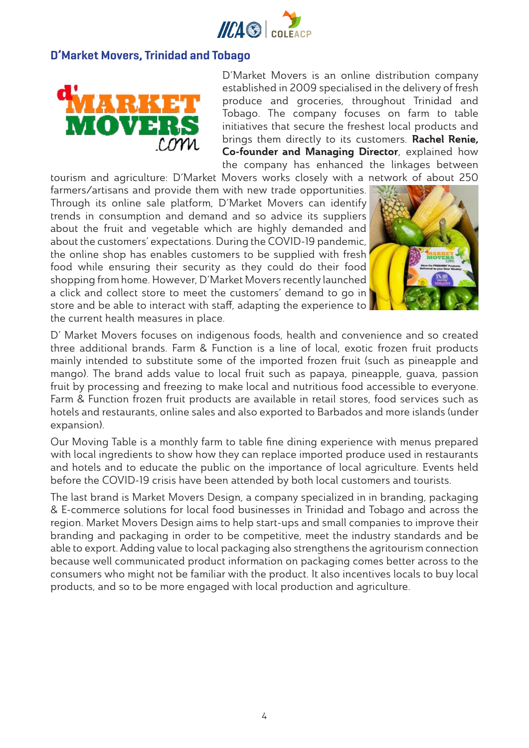## D'Market Movers, Trinidad and Tobago

D'Market Movers is an online distribution company established in 2009 specialised in the delivery of fresh produce and groceries, throughout Trinidad and Tobago. The company focuses on farm to table initiatives that secure the freshest local products and brings them directly to its customers. **Rachel Renie, Co-founder and Managing Director**, explained how the company has enhanced the linkages between tourism and agriculture: D'Market Movers works closely with a network of about 250 farmers/artisans and provide them with new trade opportunities. Through its online sale platform, D'Market Movers can identify trends in consumption and demand and so advice its suppliers about the fruit and vegetable which are highly demanded and about the customers' expectations. During the COVID-19 pandemic, the online shop has enables customers to be supplied with fresh food while ensuring their security as they could do their food shopping from home. However, D'Market Movers recently launched a click and collect store to meet the customers' demand to go in store and be able to interact with staff, adapting the experience to the current health measures in place.

D' Market Movers focuses on indigenous foods, health and convenience and so created three additional brands. Farm & Function is a line of local, exotic frozen fruit products mainly intended to substitute some of the imported frozen fruit (such as pineapple and mango). The brand adds value to local fruit such as papaya, pineapple, guava, passion fruit by processing and freezing to make local and nutritious food accessible to everyone. Farm & Function frozen fruit products are available in retail stores, food services such as hotels and restaurants, online sales and also exported to Barbados and more islands (under expansion).

Our Moving Table is a monthly farm to table fine dining experience with menus prepared with local ingredients to show how they can replace imported produce used in restaurants and hotels and to educate the public on the importance of local agriculture. Events held before the COVID-19 crisis have been attended by both local customers and tourists.

The last brand is Market Movers Design, a company specialized in in branding, packaging & E-commerce solutions for local food businesses in Trinidad and Tobago and across the region. Market Movers Design aims to help start-ups and small companies to improve their branding and packaging in order to be competitive, meet the industry standards and be able to export. Adding value to local packaging also strengthens the agritourism connection because well communicated product information on packaging comes better across to the consumers who might not be familiar with the product. It also incentives locals to buy local products, and so to be more engaged with local production and agriculture.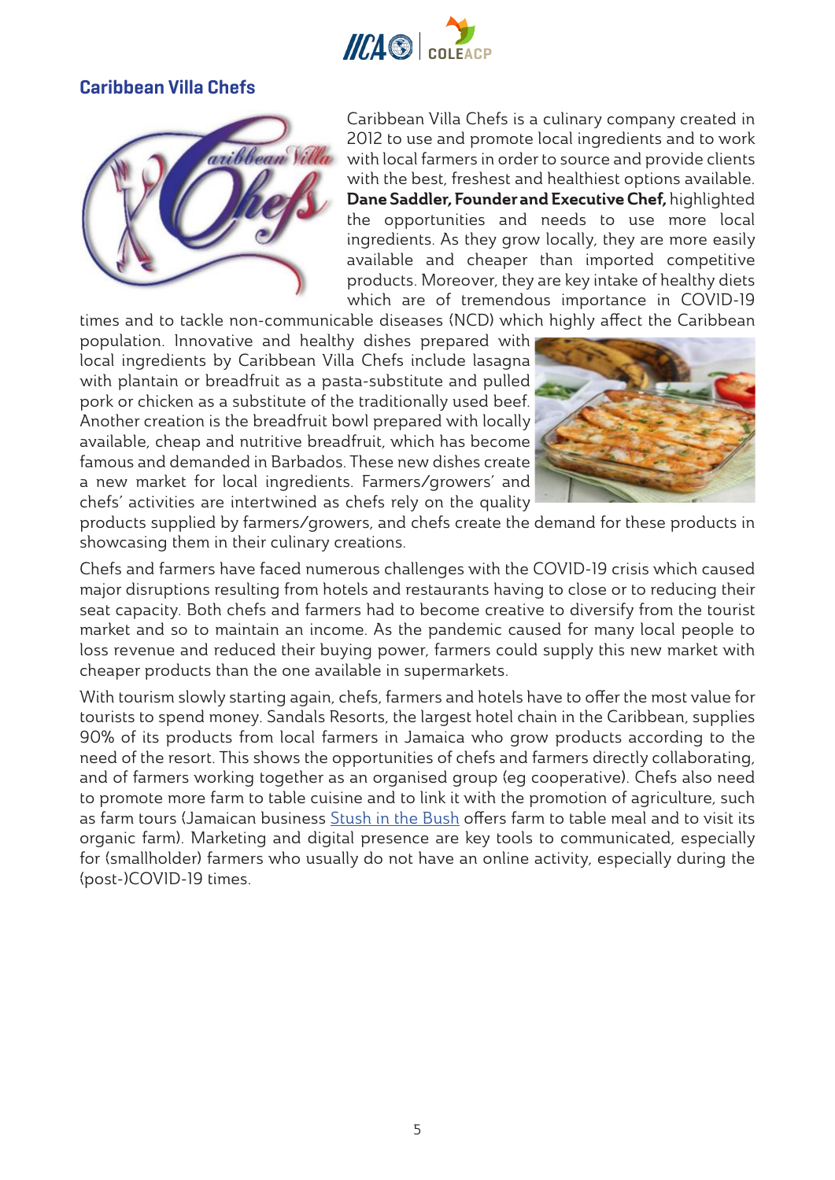## Caribbean Villa Chefs

Caribbean Villa Chefs is a culinary company created in 2012 to use and promote local ingredients and to work with local farmers in order to source and provide clients with the best, freshest and healthiest options available. **Dane Saddler, Founder and Executive Chef,** highlighted the opportunities and needs to use more local ingredients. As they grow locally, they are more easily available and cheaper than imported competitive products. Moreover, they are key intake of healthy diets which are of tremendous importance in COVID-19 times and to tackle non-communicable diseases (NCD) which highly affect the Caribbean population. Innovative and healthy dishes prepared with local ingredients by Caribbean Villa Chefs include lasagna with plantain or breadfruit as a pasta-substitute and pulled pork or chicken as a substitute of the traditionally used beef. Another creation is the breadfruit bowl prepared with locally available, cheap and nutritive breadfruit, which has become famous and demanded in Barbados. These new dishes create a new market for local ingredients. Farmers/growers' and chefs' activities are intertwined as chefs rely on the quality products supplied by farmers/growers, and chefs create the demand for these products in showcasing them in their culinary creations.

Chefs and farmers have faced numerous challenges with the COVID-19 crisis which caused major disruptions resulting from hotels and restaurants having to close or to reducing their seat capacity. Both chefs and farmers had to become creative to diversify from the tourist market and so to maintain an income. As the pandemic caused for many local people to loss revenue and reduced their buying power, farmers could supply this new market with cheaper products than the one available in supermarkets.

With tourism slowly starting again, chefs, farmers and hotels have to offer the most value for tourists to spend money. Sandals Resorts, the largest hotel chain in the Caribbean, supplies 90% of its products from local farmers in Jamaica who grow products according to the need of the resort. This shows the opportunities of chefs and farmers directly collaborating, and of farmers working together as an organised group (eg cooperative). Chefs also need to promote more farm to table cuisine and to link it with the promotion of agriculture, such as farm tours (Jamaican business Stush in the Bush offers farm to table meal and to visit its organic farm). Marketing and digital presence are key tools to communicated, especially for (smallholder) farmers who usually do not have an online activity, especially during the (post-)COVID-19 times.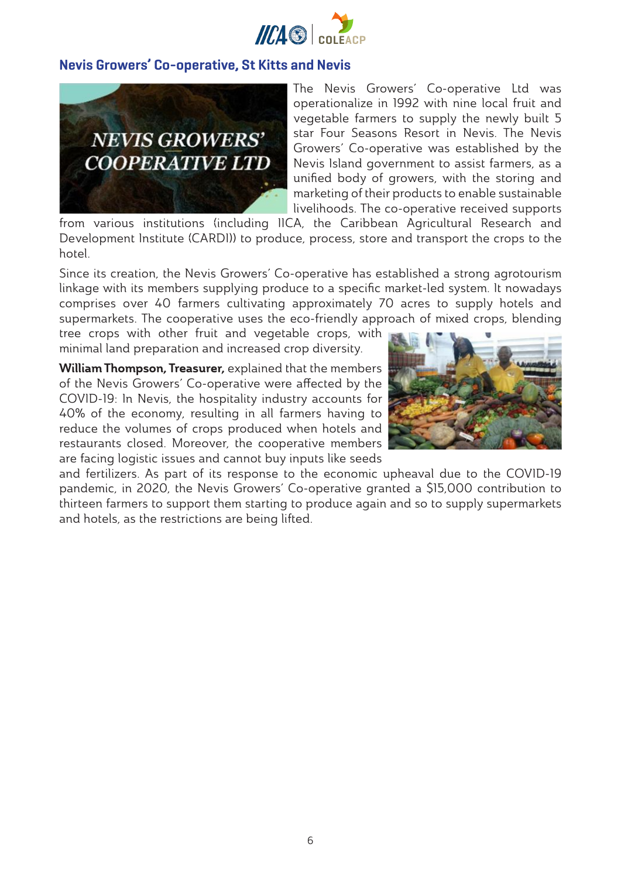## Nevis Growers' Co-operative, St Kitts and Nevis

The Nevis Growers' Co-operative Ltd was operationalize in 1992 with nine local fruit and vegetable farmers to supply the newly built 5 star Four Seasons Resort in Nevis. The Nevis Growers' Co-operative was established by the Nevis Island government to assist farmers, as a unified body of growers, with the storing and marketing of their products to enable sustainable livelihoods. The co-operative received supports from various institutions (including IICA, the Caribbean Agricultural Research and Development Institute (CARDI)) to produce, process, store and transport the crops to the hotel.

Since its creation, the Nevis Growers' Co-operative has established a strong agrotourism linkage with its members supplying produce to a specific market-led system. It nowadays comprises over 40 farmers cultivating approximately 70 acres to supply hotels and supermarkets. The cooperative uses the eco-friendly approach of mixed crops, blending tree crops with other fruit and vegetable crops, with minimal land preparation and increased crop diversity.

**William Thompson, Treasurer,** explained that the members of the Nevis Growers' Co-operative were affected by the COVID-19: In Nevis, the hospitality industry accounts for 40% of the economy, resulting in all farmers having to reduce the volumes of crops produced when hotels and restaurants closed. Moreover, the cooperative members are facing logistic issues and cannot buy inputs like seeds and fertilizers. As part of its response to the economic upheaval due to the COVID-19 pandemic, in 2020, the Nevis Growers' Co-operative granted a $15,000 contribution to thirteen farmers to support them starting to produce again and so to supply supermarkets and hotels, as the restrictions are being lifted.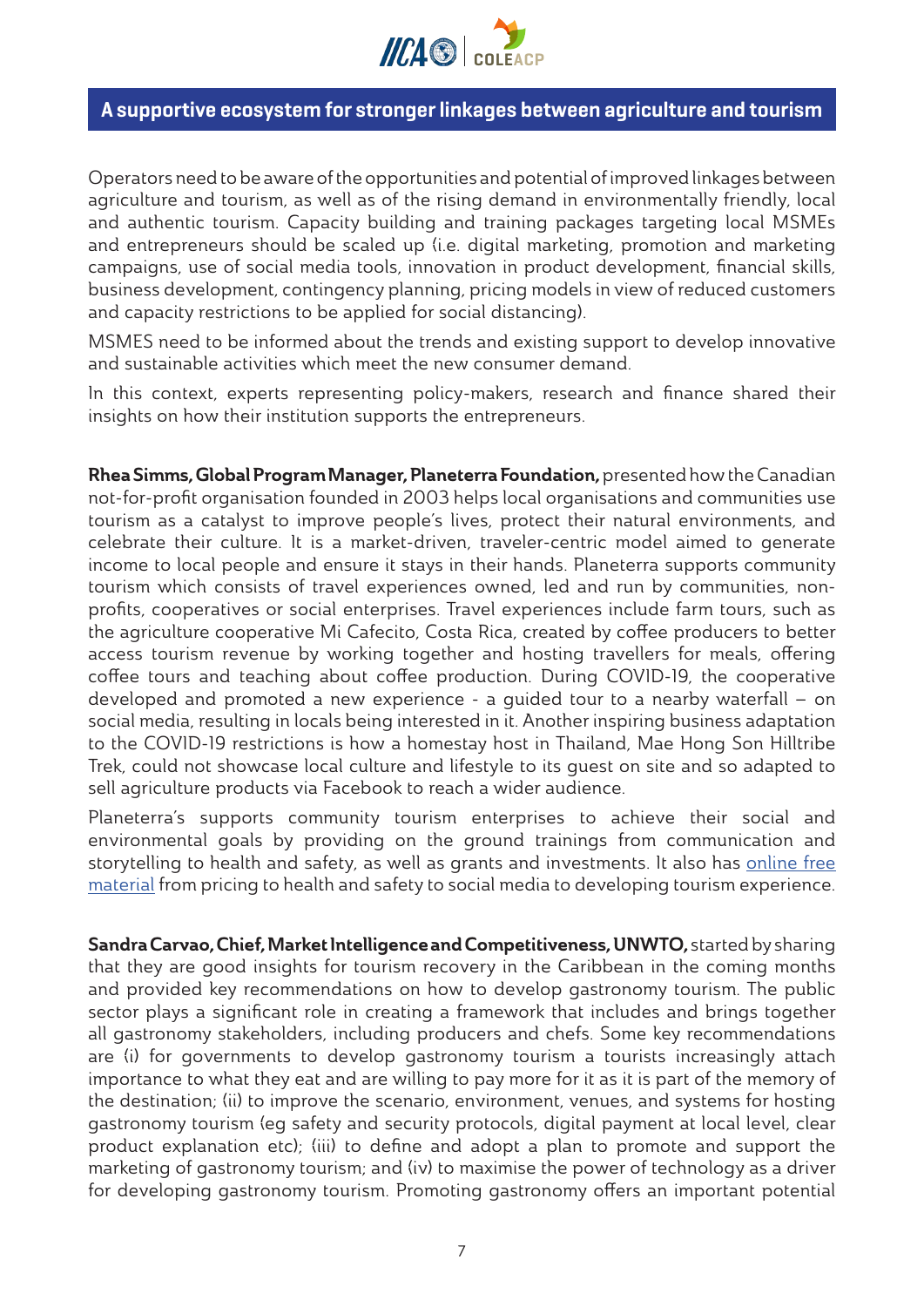## A supportive ecosystem for stronger linkages between agriculture and tourism

Operators need to be aware of the opportunities and potential of improved linkages between agriculture and tourism, as well as of the rising demand in environmentally friendly, local and authentic tourism. Capacity building and training packages targeting local MSMEs and entrepreneurs should be scaled up (i.e. digital marketing, promotion and marketing campaigns, use of social media tools, innovation in product development, financial skills, business development, contingency planning, pricing models in view of reduced customers and capacity restrictions to be applied for social distancing).

MSMES need to be informed about the trends and existing support to develop innovative and sustainable activities which meet the new consumer demand.

In this context, experts representing policy-makers, research and finance shared their insights on how their institution supports the entrepreneurs.

**Rhea Simms, Global Program Manager, Planeterra Foundation,** presented how the Canadian not-for-profit organisation founded in 2003 helps local organisations and communities use tourism as a catalyst to improve people's lives, protect their natural environments, and celebrate their culture. It is a market-driven, traveler-centric model aimed to generate income to local people and ensure it stays in their hands. Planeterra supports community tourism which consists of travel experiences owned, led and run by communities, non-profits, cooperatives or social enterprises. Travel experiences include farm tours, such as the agriculture cooperative Mi Cafecito, Costa Rica, created by coffee producers to better access tourism revenue by working together and hosting travellers for meals, offering coffee tours and teaching about coffee production. During COVID-19, the cooperative developed and promoted a new experience - a guided tour to a nearby waterfall – on social media, resulting in locals being interested in it. Another inspiring business adaptation to the COVID-19 restrictions is how a homestay host in Thailand, Mae Hong Son Hilltribe Trek, could not showcase local culture and lifestyle to its guest on site and so adapted to sell agriculture products via Facebook to reach a wider audience.

Planeterra's supports community tourism enterprises to achieve their social and environmental goals by providing on the ground trainings from communication and storytelling to health and safety, as well as grants and investments. It also has online free material from pricing to health and safety to social media to developing tourism experience.

**Sandra Carvao, Chief, Market Intelligence and Competitiveness, UNWTO,** started by sharing that they are good insights for tourism recovery in the Caribbean in the coming months and provided key recommendations on how to develop gastronomy tourism. The public sector plays a significant role in creating a framework that includes and brings together all gastronomy stakeholders, including producers and chefs. Some key recommendations are (i) for governments to develop gastronomy tourism a tourists increasingly attach importance to what they eat and are willing to pay more for it as it is part of the memory of the destination; (ii) to improve the scenario, environment, venues, and systems for hosting gastronomy tourism (eg safety and security protocols, digital payment at local level, clear product explanation etc); (iii) to define and adopt a plan to promote and support the marketing of gastronomy tourism; and (iv) to maximise the power of technology as a driver for developing gastronomy tourism. Promoting gastronomy offers an important potential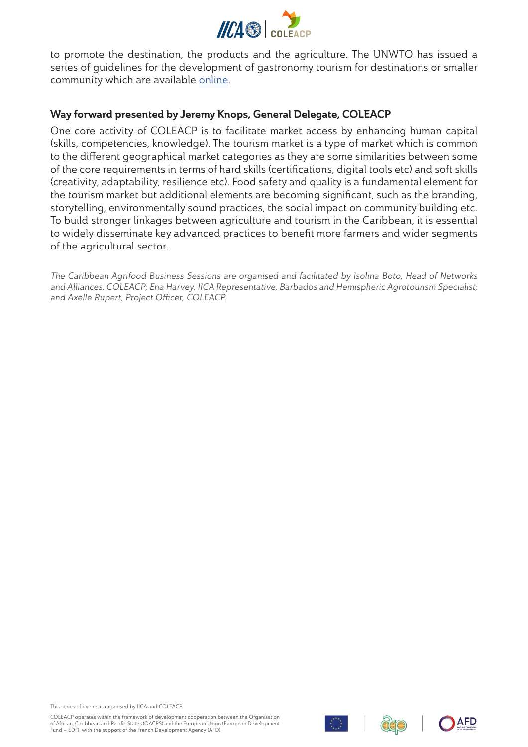to promote the destination, the products and the agriculture. The UNWTO has issued a series of guidelines for the development of gastronomy tourism for destinations or smaller community which are available online.

**Way forward presented by Jeremy Knops, General Delegate, COLEACP**

One core activity of COLEACP is to facilitate market access by enhancing human capital (skills, competencies, knowledge). The tourism market is a type of market which is common to the different geographical market categories as they are some similarities between some of the core requirements in terms of hard skills (certifications, digital tools etc) and soft skills (creativity, adaptability, resilience etc). Food safety and quality is a fundamental element for the tourism market but additional elements are becoming significant, such as the branding, storytelling, environmentally sound practices, the social impact on community building etc. To build stronger linkages between agriculture and tourism in the Caribbean, it is essential to widely disseminate key advanced practices to benefit more farmers and wider segments of the agricultural sector.

*The Caribbean Agrifood Business Sessions are organised and facilitated by Isolina Boto, Head of Networks and Alliances, COLEACP; Ena Harvey, IICA Representative, Barbados and Hemispheric Agrotourism Specialist; and Axelle Rupert, Project Officer, COLEACP.*

This series of events is organised by IICA and COLEACP.

COLEACP operates within the framework of development cooperation between the Organisation of African, Caribbean and Pacific States (OACPS) and the European Union (European Development Fund – EDF), with the support of the French Development Agency (AFD).